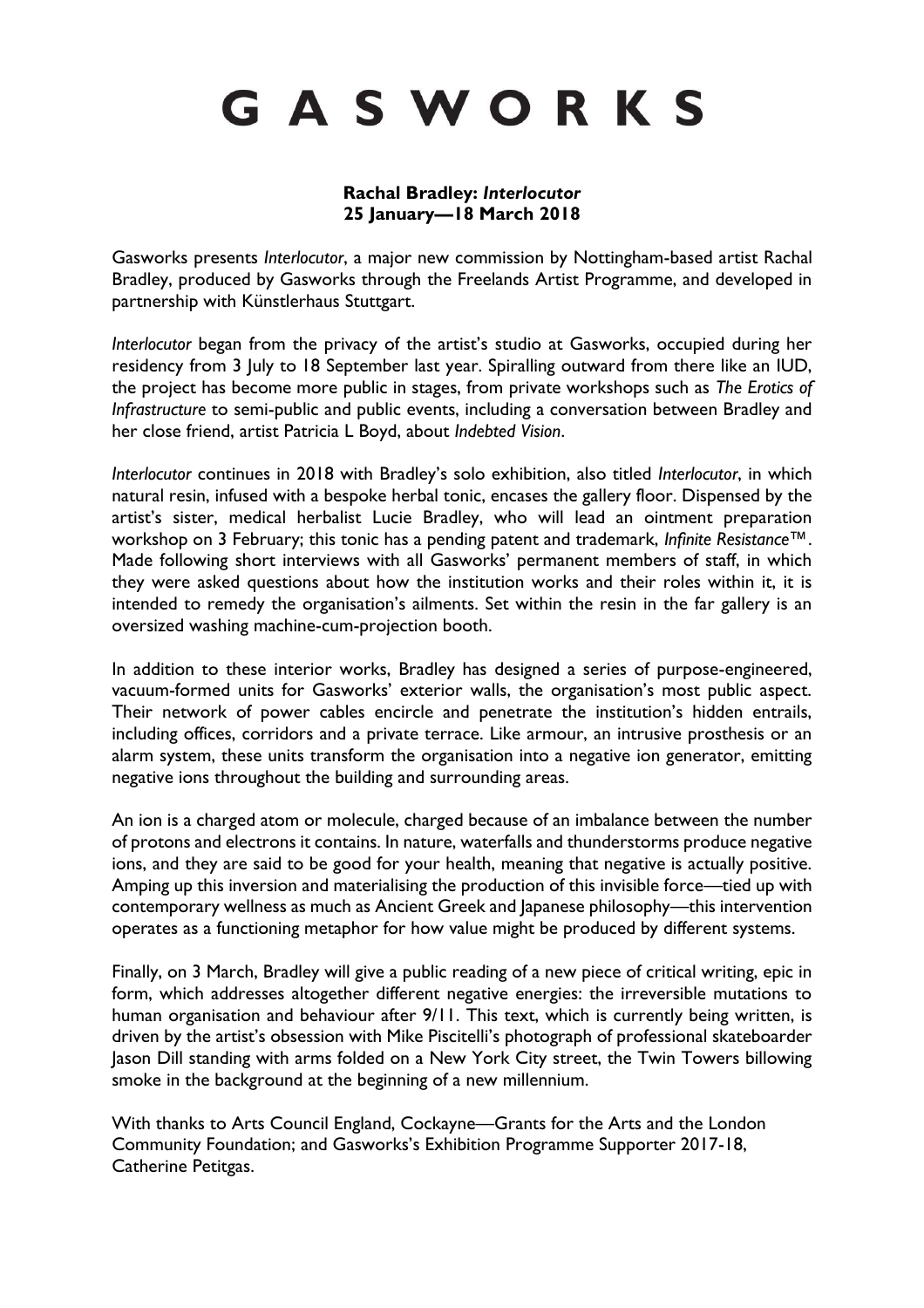# GASWORKS

**Rachal Bradley: *Interlocutor***
**25 January—18 March 2018**

Gasworks presents *Interlocutor*, a major new commission by Nottingham-based artist Rachal Bradley, produced by Gasworks through the Freelands Artist Programme, and developed in partnership with Künstlerhaus Stuttgart.

*Interlocutor* began from the privacy of the artist's studio at Gasworks, occupied during her residency from 3 July to 18 September last year. Spiralling outward from there like an IUD, the project has become more public in stages, from private workshops such as *The Erotics of Infrastructure* to semi-public and public events, including a conversation between Bradley and her close friend, artist Patricia L Boyd, about *Indebted Vision*.

*Interlocutor* continues in 2018 with Bradley's solo exhibition, also titled *Interlocutor*, in which natural resin, infused with a bespoke herbal tonic, encases the gallery floor. Dispensed by the artist's sister, medical herbalist Lucie Bradley, who will lead an ointment preparation workshop on 3 February; this tonic has a pending patent and trademark, *Infinite Resistance*™. Made following short interviews with all Gasworks' permanent members of staff, in which they were asked questions about how the institution works and their roles within it, it is intended to remedy the organisation's ailments. Set within the resin in the far gallery is an oversized washing machine-cum-projection booth.

In addition to these interior works, Bradley has designed a series of purpose-engineered, vacuum-formed units for Gasworks' exterior walls, the organisation's most public aspect. Their network of power cables encircle and penetrate the institution's hidden entrails, including offices, corridors and a private terrace. Like armour, an intrusive prosthesis or an alarm system, these units transform the organisation into a negative ion generator, emitting negative ions throughout the building and surrounding areas.

An ion is a charged atom or molecule, charged because of an imbalance between the number of protons and electrons it contains. In nature, waterfalls and thunderstorms produce negative ions, and they are said to be good for your health, meaning that negative is actually positive. Amping up this inversion and materialising the production of this invisible force—tied up with contemporary wellness as much as Ancient Greek and Japanese philosophy—this intervention operates as a functioning metaphor for how value might be produced by different systems.

Finally, on 3 March, Bradley will give a public reading of a new piece of critical writing, epic in form, which addresses altogether different negative energies: the irreversible mutations to human organisation and behaviour after 9/11. This text, which is currently being written, is driven by the artist's obsession with Mike Piscitelli's photograph of professional skateboarder Jason Dill standing with arms folded on a New York City street, the Twin Towers billowing smoke in the background at the beginning of a new millennium.

With thanks to Arts Council England, Cockayne—Grants for the Arts and the London Community Foundation; and Gasworks's Exhibition Programme Supporter 2017-18, Catherine Petitgas.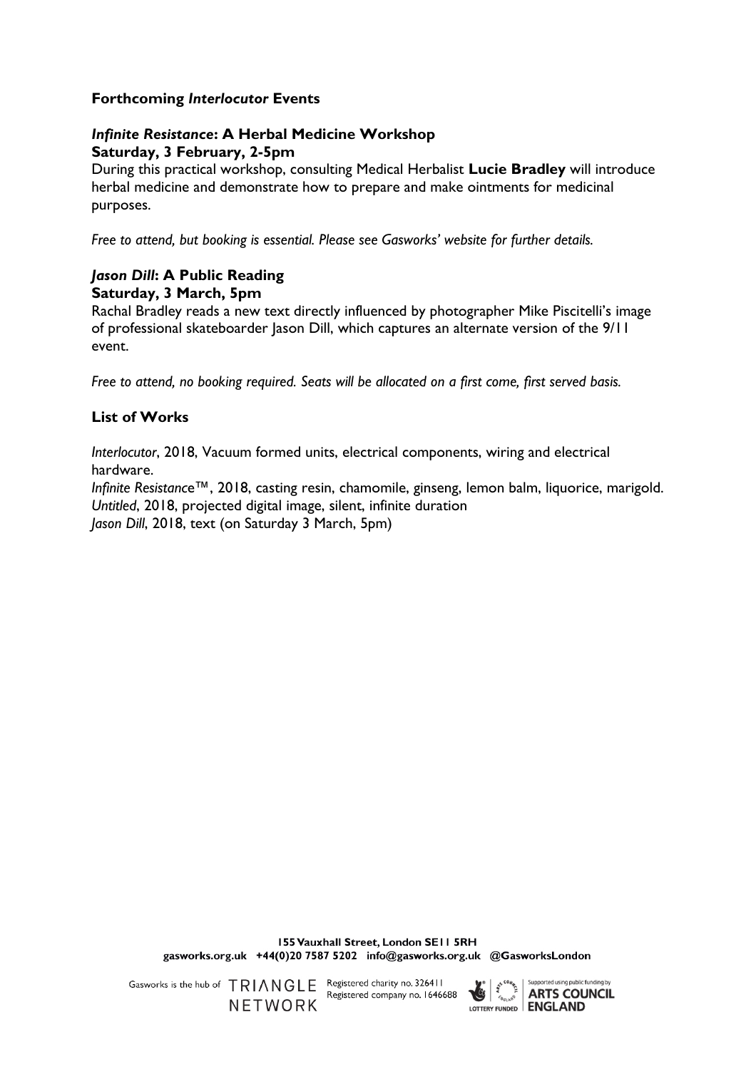## Forthcoming *Interlocutor* Events

### *Infinite Resistance*: A Herbal Medicine Workshop
**Saturday, 3 February, 2-5pm**

During this practical workshop, consulting Medical Herbalist **Lucie Bradley** will introduce herbal medicine and demonstrate how to prepare and make ointments for medicinal purposes.

*Free to attend, but booking is essential. Please see Gasworks' website for further details.*

### *Jason Dill*: A Public Reading
**Saturday, 3 March, 5pm**

Rachal Bradley reads a new text directly influenced by photographer Mike Piscitelli's image of professional skateboarder Jason Dill, which captures an alternate version of the 9/11 event.

*Free to attend, no booking required. Seats will be allocated on a first come, first served basis.*

## List of Works

*Interlocutor*, 2018, Vacuum formed units, electrical components, wiring and electrical hardware.
*Infinite Resistance*™, 2018, casting resin, chamomile, ginseng, lemon balm, liquorice, marigold.
*Untitled*, 2018, projected digital image, silent, infinite duration
*Jason Dill*, 2018, text (on Saturday 3 March, 5pm)

**155 Vauxhall Street, London SE11 5RH**
**gasworks.org.uk +44(0)20 7587 5202 info@gasworks.org.uk @GasworksLondon**

Gasworks is the hub of TRIANGLE NETWORK Registered charity no. 326411 Registered company no. 1646688

LOTTERY FUNDED | Supported using public funding by ARTS COUNCIL ENGLAND